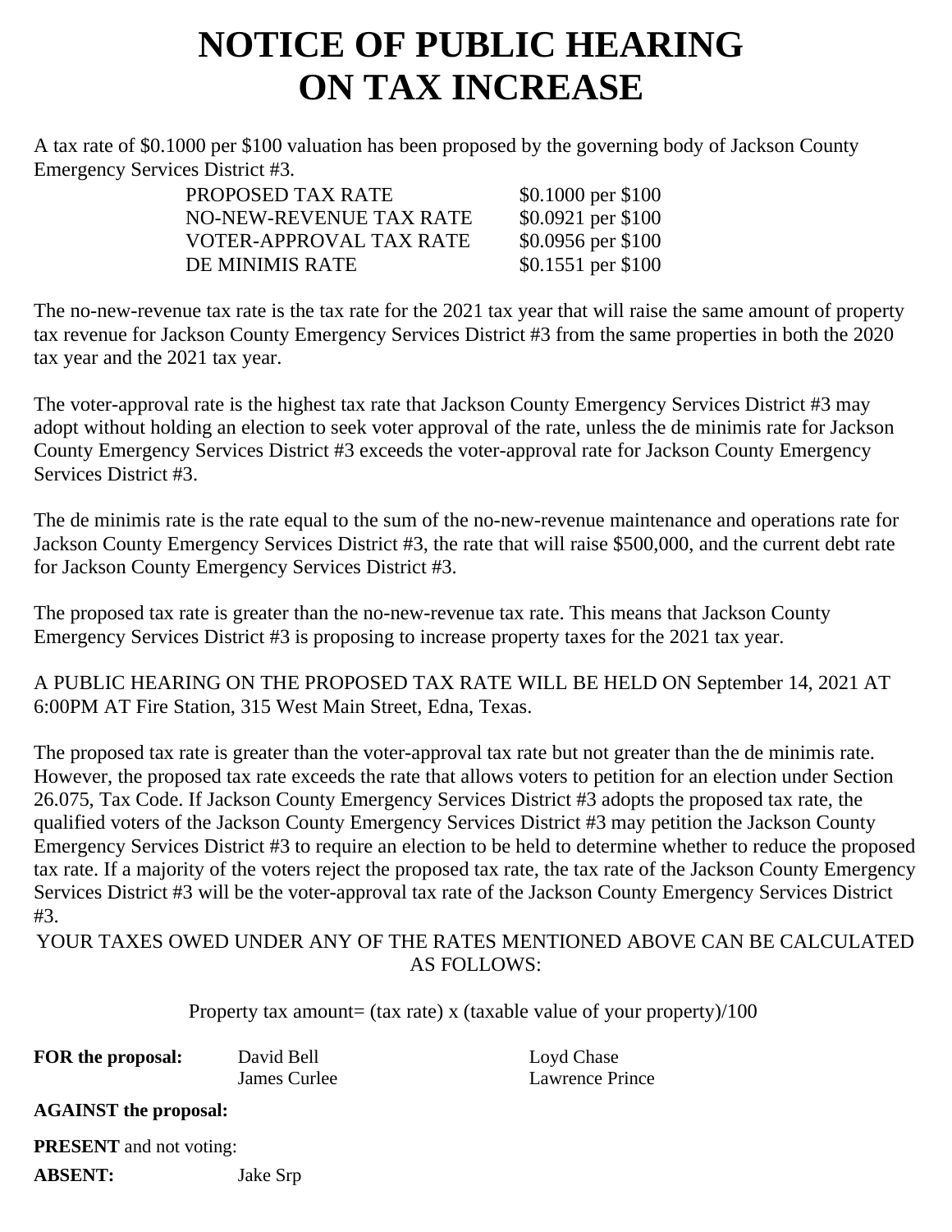# NOTICE OF PUBLIC HEARING ON TAX INCREASE

A tax rate of $0.1000 per $100 valuation has been proposed by the governing body of Jackson County Emergency Services District #3.

| | |
|---|---|
| PROPOSED TAX RATE | $0.1000 per $100 |
| NO-NEW-REVENUE TAX RATE | $0.0921 per $100 |
| VOTER-APPROVAL TAX RATE | $0.0956 per $100 |
| DE MINIMIS RATE | $0.1551 per $100 |

The no-new-revenue tax rate is the tax rate for the 2021 tax year that will raise the same amount of property tax revenue for Jackson County Emergency Services District #3 from the same properties in both the 2020 tax year and the 2021 tax year.

The voter-approval rate is the highest tax rate that Jackson County Emergency Services District #3 may adopt without holding an election to seek voter approval of the rate, unless the de minimis rate for Jackson County Emergency Services District #3 exceeds the voter-approval rate for Jackson County Emergency Services District #3.

The de minimis rate is the rate equal to the sum of the no-new-revenue maintenance and operations rate for Jackson County Emergency Services District #3, the rate that will raise $500,000, and the current debt rate for Jackson County Emergency Services District #3.

The proposed tax rate is greater than the no-new-revenue tax rate. This means that Jackson County Emergency Services District #3 is proposing to increase property taxes for the 2021 tax year.

A PUBLIC HEARING ON THE PROPOSED TAX RATE WILL BE HELD ON September 14, 2021 AT 6:00PM AT Fire Station, 315 West Main Street, Edna, Texas.

The proposed tax rate is greater than the voter-approval tax rate but not greater than the de minimis rate. However, the proposed tax rate exceeds the rate that allows voters to petition for an election under Section 26.075, Tax Code. If Jackson County Emergency Services District #3 adopts the proposed tax rate, the qualified voters of the Jackson County Emergency Services District #3 may petition the Jackson County Emergency Services District #3 to require an election to be held to determine whether to reduce the proposed tax rate. If a majority of the voters reject the proposed tax rate, the tax rate of the Jackson County Emergency Services District #3 will be the voter-approval tax rate of the Jackson County Emergency Services District #3.

YOUR TAXES OWED UNDER ANY OF THE RATES MENTIONED ABOVE CAN BE CALCULATED AS FOLLOWS:

Property tax amount= (tax rate) x (taxable value of your property)/100

**FOR the proposal:** David Bell, James Curlee, Loyd Chase, Lawrence Prince

**AGAINST the proposal:**

**PRESENT** and not voting:

**ABSENT:** Jake Srp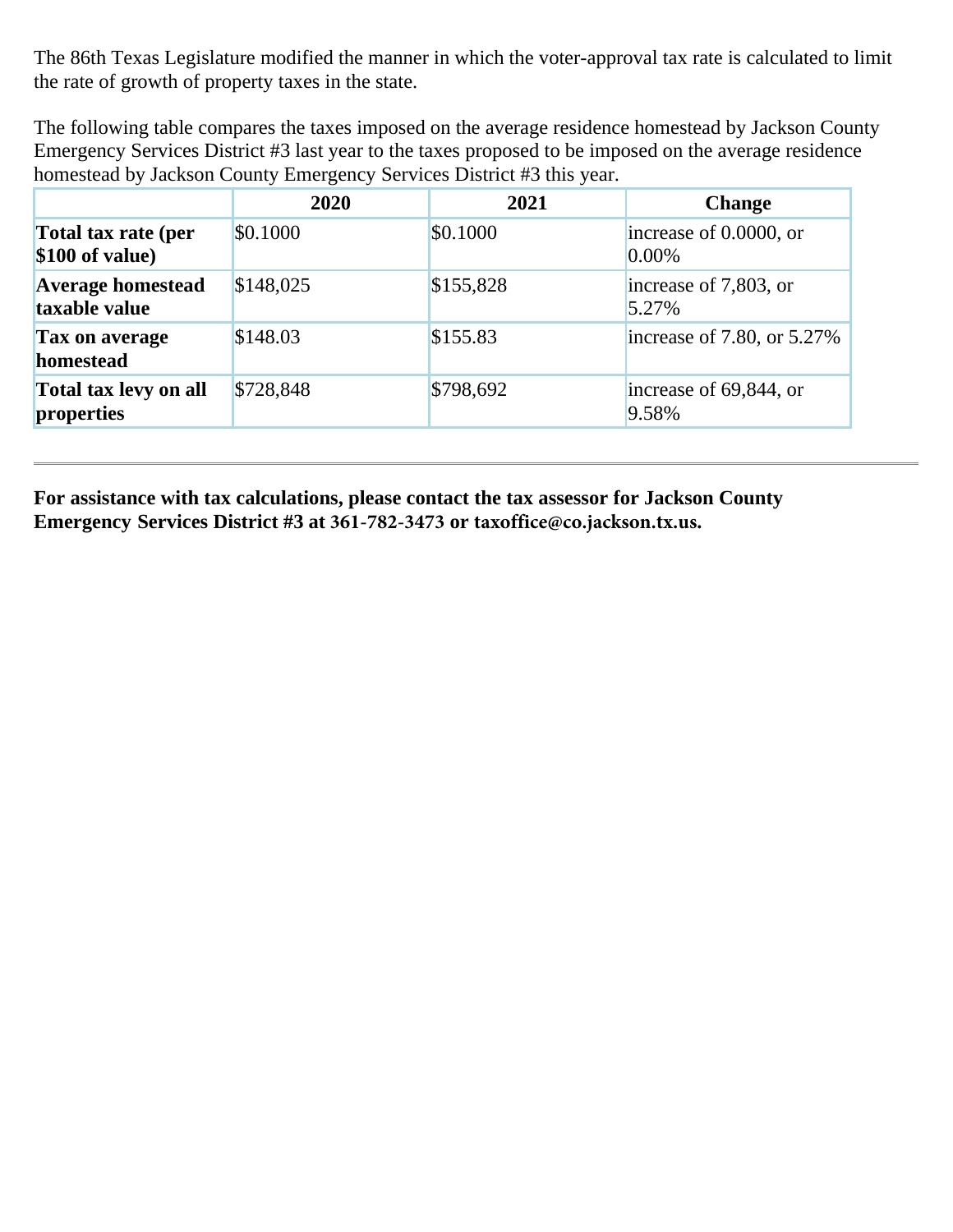The 86th Texas Legislature modified the manner in which the voter-approval tax rate is calculated to limit the rate of growth of property taxes in the state.

The following table compares the taxes imposed on the average residence homestead by Jackson County Emergency Services District #3 last year to the taxes proposed to be imposed on the average residence homestead by Jackson County Emergency Services District #3 this year.

| | 2020 | 2021 | Change |
|---|---|---|---|
| **Total tax rate (per $100 of value)** | $0.1000 | $0.1000 | increase of 0.0000, or 0.00% |
| **Average homestead taxable value** | $148,025 | $155,828 | increase of 7,803, or 5.27% |
| **Tax on average homestead** | $148.03 | $155.83 | increase of 7.80, or 5.27% |
| **Total tax levy on all properties** | $728,848 | $798,692 | increase of 69,844, or 9.58% |

---

**For assistance with tax calculations, please contact the tax assessor for Jackson County Emergency Services District #3 at 361-782-3473 or taxoffice@co.jackson.tx.us.**